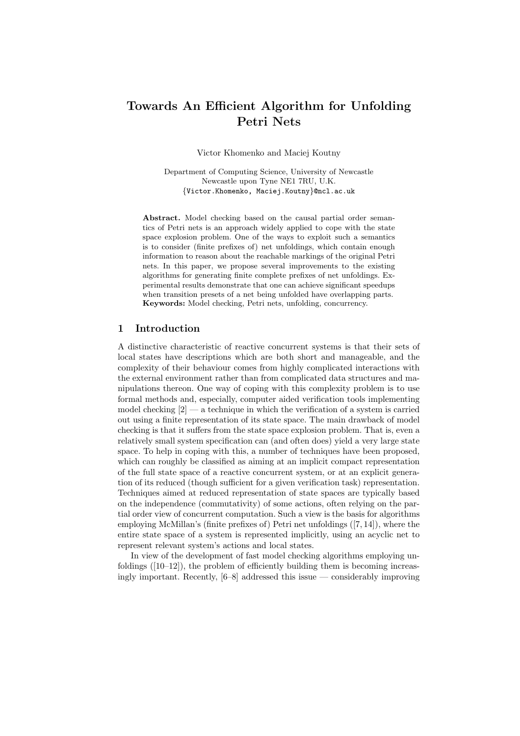# Towards An Efficient Algorithm for Unfolding Petri Nets

Victor Khomenko and Maciej Koutny

Department of Computing Science, University of Newcastle
Newcastle upon Tyne NE1 7RU, U.K.
{Victor.Khomenko, Maciej.Koutny}@ncl.ac.uk

**Abstract.** Model checking based on the causal partial order semantics of Petri nets is an approach widely applied to cope with the state space explosion problem. One of the ways to exploit such a semantics is to consider (finite prefixes of) net unfoldings, which contain enough information to reason about the reachable markings of the original Petri nets. In this paper, we propose several improvements to the existing algorithms for generating finite complete prefixes of net unfoldings. Experimental results demonstrate that one can achieve significant speedups when transition presets of a net being unfolded have overlapping parts.
**Keywords:** Model checking, Petri nets, unfolding, concurrency.

## 1 Introduction

A distinctive characteristic of reactive concurrent systems is that their sets of local states have descriptions which are both short and manageable, and the complexity of their behaviour comes from highly complicated interactions with the external environment rather than from complicated data structures and manipulations thereon. One way of coping with this complexity problem is to use formal methods and, especially, computer aided verification tools implementing model checking [2] — a technique in which the verification of a system is carried out using a finite representation of its state space. The main drawback of model checking is that it suffers from the state space explosion problem. That is, even a relatively small system specification can (and often does) yield a very large state space. To help in coping with this, a number of techniques have been proposed, which can roughly be classified as aiming at an implicit compact representation of the full state space of a reactive concurrent system, or at an explicit generation of its reduced (though sufficient for a given verification task) representation. Techniques aimed at reduced representation of state spaces are typically based on the independence (commutativity) of some actions, often relying on the partial order view of concurrent computation. Such a view is the basis for algorithms employing McMillan's (finite prefixes of) Petri net unfoldings ([7, 14]), where the entire state space of a system is represented implicitly, using an acyclic net to represent relevant system's actions and local states.

In view of the development of fast model checking algorithms employing unfoldings ([10–12]), the problem of efficiently building them is becoming increasingly important. Recently, [6–8] addressed this issue — considerably improving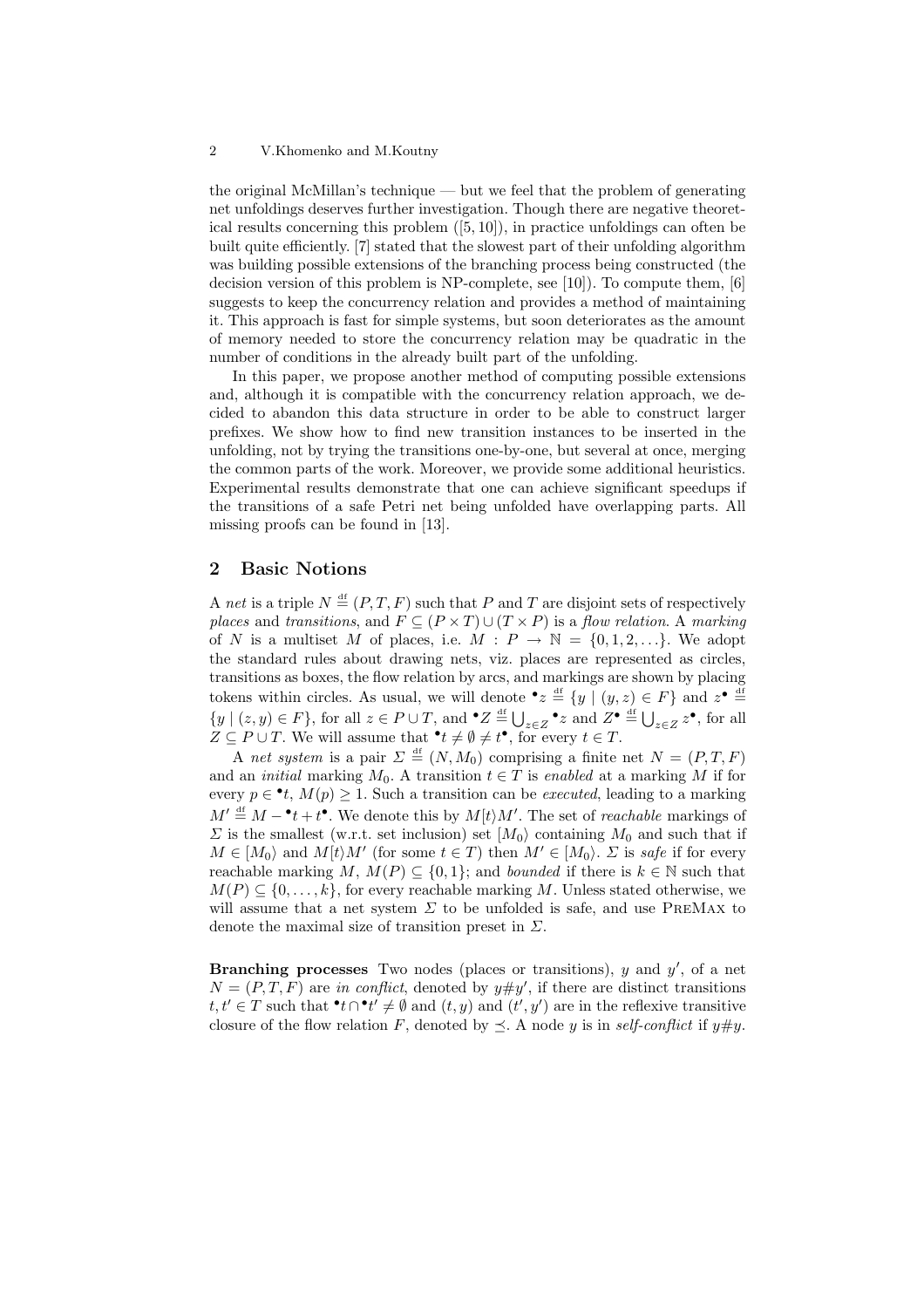the original McMillan's technique — but we feel that the problem of generating net unfoldings deserves further investigation. Though there are negative theoretical results concerning this problem ([5, 10]), in practice unfoldings can often be built quite efficiently. [7] stated that the slowest part of their unfolding algorithm was building possible extensions of the branching process being constructed (the decision version of this problem is NP-complete, see [10]). To compute them, [6] suggests to keep the concurrency relation and provides a method of maintaining it. This approach is fast for simple systems, but soon deteriorates as the amount of memory needed to store the concurrency relation may be quadratic in the number of conditions in the already built part of the unfolding.

In this paper, we propose another method of computing possible extensions and, although it is compatible with the concurrency relation approach, we decided to abandon this data structure in order to be able to construct larger prefixes. We show how to find new transition instances to be inserted in the unfolding, not by trying the transitions one-by-one, but several at once, merging the common parts of the work. Moreover, we provide some additional heuristics. Experimental results demonstrate that one can achieve significant speedups if the transitions of a safe Petri net being unfolded have overlapping parts. All missing proofs can be found in [13].

## 2 Basic Notions

A *net* is a triple $N \stackrel{\text{df}}{=} (P, T, F)$ such that $P$ and $T$ are disjoint sets of respectively *places* and *transitions*, and $F \subseteq (P \times T) \cup (T \times P)$ is a *flow relation*. A *marking* of $N$ is a multiset $M$ of places, i.e. $M : P \to \mathbb{N} = \{0, 1, 2, \ldots\}$. We adopt the standard rules about drawing nets, viz. places are represented as circles, transitions as boxes, the flow relation by arcs, and markings are shown by placing tokens within circles. As usual, we will denote ${}^\bullet z \stackrel{\text{df}}{=} \{y \mid (y, z) \in F\}$ and $z^\bullet \stackrel{\text{df}}{=} \{y \mid (z, y) \in F\}$, for all $z \in P \cup T$, and ${}^\bullet Z \stackrel{\text{df}}{=} \bigcup_{z \in Z} {}^\bullet z$ and $Z^\bullet \stackrel{\text{df}}{=} \bigcup_{z \in Z} z^\bullet$, for all $Z \subseteq P \cup T$. We will assume that ${}^\bullet t \neq \emptyset \neq t^\bullet$, for every $t \in T$.

A *net system* is a pair $\Sigma \stackrel{\text{df}}{=} (N, M_0)$ comprising a finite net $N = (P, T, F)$ and an *initial* marking $M_0$. A transition $t \in T$ is *enabled* at a marking $M$ if for every $p \in {}^\bullet t$, $M(p) \geq 1$. Such a transition can be *executed*, leading to a marking $M' \stackrel{\text{df}}{=} M - {}^\bullet t + t^\bullet$. We denote this by $M[t\rangle M'$. The set of *reachable* markings of $\Sigma$ is the smallest (w.r.t. set inclusion) set $[M_0\rangle$ containing $M_0$ and such that if $M \in [M_0\rangle$ and $M[t\rangle M'$ (for some $t \in T$) then $M' \in [M_0\rangle$. $\Sigma$ is *safe* if for every reachable marking $M$, $M(P) \subseteq \{0, 1\}$; and *bounded* if there is $k \in \mathbb{N}$ such that $M(P) \subseteq \{0, \ldots, k\}$, for every reachable marking $M$. Unless stated otherwise, we will assume that a net system $\Sigma$ to be unfolded is safe, and use PreMax to denote the maximal size of transition preset in $\Sigma$.

**Branching processes** Two nodes (places or transitions), $y$ and $y'$, of a net $N = (P, T, F)$ are *in conflict*, denoted by $y \# y'$, if there are distinct transitions $t, t' \in T$ such that ${}^\bullet t \cap {}^\bullet t' \neq \emptyset$ and $(t, y)$ and $(t', y')$ are in the reflexive transitive closure of the flow relation $F$, denoted by $\preceq$. A node $y$ is in *self-conflict* if $y \# y$.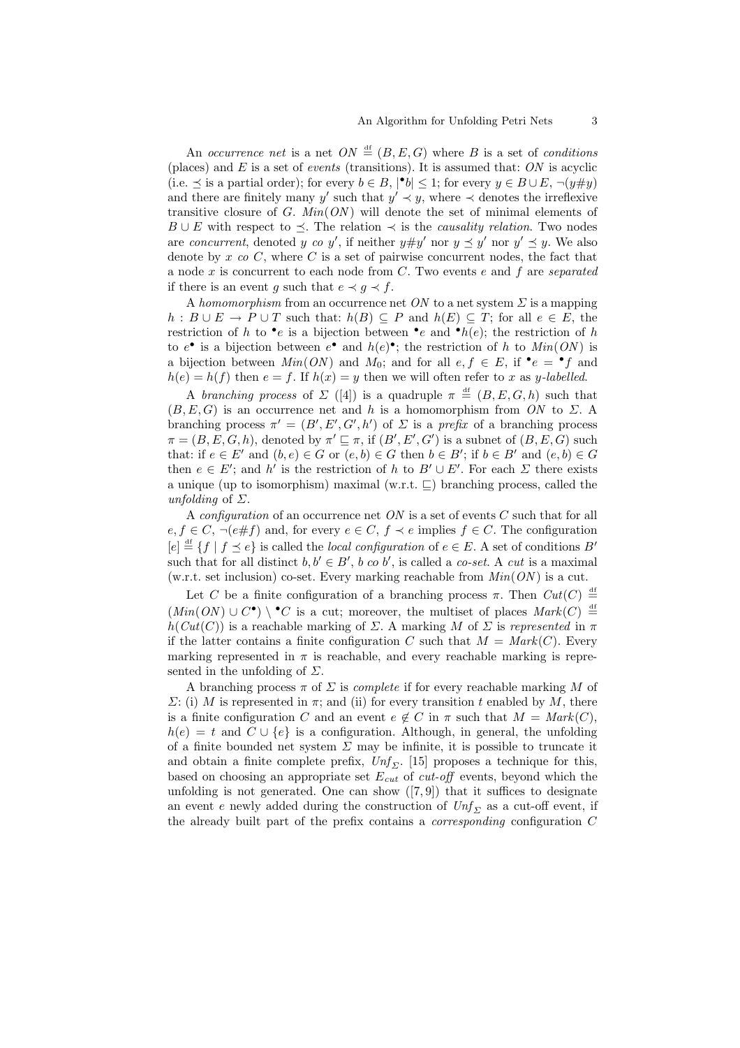An *occurrence net* is a net $ON \stackrel{\text{df}}{=} (B, E, G)$ where $B$ is a set of *conditions* (places) and $E$ is a set of *events* (transitions). It is assumed that: $ON$ is acyclic (i.e. $\preceq$ is a partial order); for every $b \in B$, $|^\bullet b| \leq 1$; for every $y \in B \cup E$, $\neg(y \# y)$ and there are finitely many $y'$ such that $y' \prec y$, where $\prec$ denotes the irreflexive transitive closure of $G$. $Min(ON)$ will denote the set of minimal elements of $B \cup E$ with respect to $\preceq$. The relation $\prec$ is the *causality relation*. Two nodes are *concurrent*, denoted $y \; co \; y'$, if neither $y \# y'$ nor $y \preceq y'$ nor $y' \preceq y$. We also denote by $x \; co \; C$, where $C$ is a set of pairwise concurrent nodes, the fact that a node $x$ is concurrent to each node from $C$. Two events $e$ and $f$ are *separated* if there is an event $g$ such that $e \prec g \prec f$.

A *homomorphism* from an occurrence net $ON$ to a net system $\Sigma$ is a mapping $h : B \cup E \to P \cup T$ such that: $h(B) \subseteq P$ and $h(E) \subseteq T$; for all $e \in E$, the restriction of $h$ to $^\bullet e$ is a bijection between $^\bullet e$ and $^\bullet h(e)$; the restriction of $h$ to $e^\bullet$ is a bijection between $e^\bullet$ and $h(e)^\bullet$; the restriction of $h$ to $Min(ON)$ is a bijection between $Min(ON)$ and $M_0$; and for all $e, f \in E$, if $^\bullet e = {}^\bullet f$ and $h(e) = h(f)$ then $e = f$. If $h(x) = y$ then we will often refer to $x$ as $y$-*labelled*.

A *branching process* of $\Sigma$ ([4]) is a quadruple $\pi \stackrel{\text{df}}{=} (B, E, G, h)$ such that $(B, E, G)$ is an occurrence net and $h$ is a homomorphism from $ON$ to $\Sigma$. A branching process $\pi' = (B', E', G', h')$ of $\Sigma$ is a *prefix* of a branching process $\pi = (B, E, G, h)$, denoted by $\pi' \sqsubseteq \pi$, if $(B', E', G')$ is a subnet of $(B, E, G)$ such that: if $e \in E'$ and $(b, e) \in G$ or $(e, b) \in G$ then $b \in B'$; if $b \in B'$ and $(e, b) \in G$ then $e \in E'$; and $h'$ is the restriction of $h$ to $B' \cup E'$. For each $\Sigma$ there exists a unique (up to isomorphism) maximal (w.r.t. $\sqsubseteq$) branching process, called the *unfolding* of $\Sigma$.

A *configuration* of an occurrence net $ON$ is a set of events $C$ such that for all $e, f \in C$, $\neg(e \# f)$ and, for every $e \in C$, $f \prec e$ implies $f \in C$. The configuration $[e] \stackrel{\text{df}}{=} \{f \mid f \preceq e\}$ is called the *local configuration* of $e \in E$. A set of conditions $B'$ such that for all distinct $b, b' \in B'$, $b \; co \; b'$, is called a *co-set*. A *cut* is a maximal (w.r.t. set inclusion) co-set. Every marking reachable from $Min(ON)$ is a cut.

Let $C$ be a finite configuration of a branching process $\pi$. Then $Cut(C) \stackrel{\text{df}}{=} (Min(ON) \cup C^\bullet) \setminus {}^\bullet C$ is a cut; moreover, the multiset of places $Mark(C) \stackrel{\text{df}}{=} h(Cut(C))$ is a reachable marking of $\Sigma$. A marking $M$ of $\Sigma$ is *represented* in $\pi$ if the latter contains a finite configuration $C$ such that $M = Mark(C)$. Every marking represented in $\pi$ is reachable, and every reachable marking is represented in the unfolding of $\Sigma$.

A branching process $\pi$ of $\Sigma$ is *complete* if for every reachable marking $M$ of $\Sigma$: (i) $M$ is represented in $\pi$; and (ii) for every transition $t$ enabled by $M$, there is a finite configuration $C$ and an event $e \notin C$ in $\pi$ such that $M = Mark(C)$, $h(e) = t$ and $C \cup \{e\}$ is a configuration. Although, in general, the unfolding of a finite bounded net system $\Sigma$ may be infinite, it is possible to truncate it and obtain a finite complete prefix, $Unf_\Sigma$. [15] proposes a technique for this, based on choosing an appropriate set $E_{cut}$ of *cut-off* events, beyond which the unfolding is not generated. One can show ([7, 9]) that it suffices to designate an event $e$ newly added during the construction of $Unf_\Sigma$ as a cut-off event, if the already built part of the prefix contains a *corresponding* configuration $C$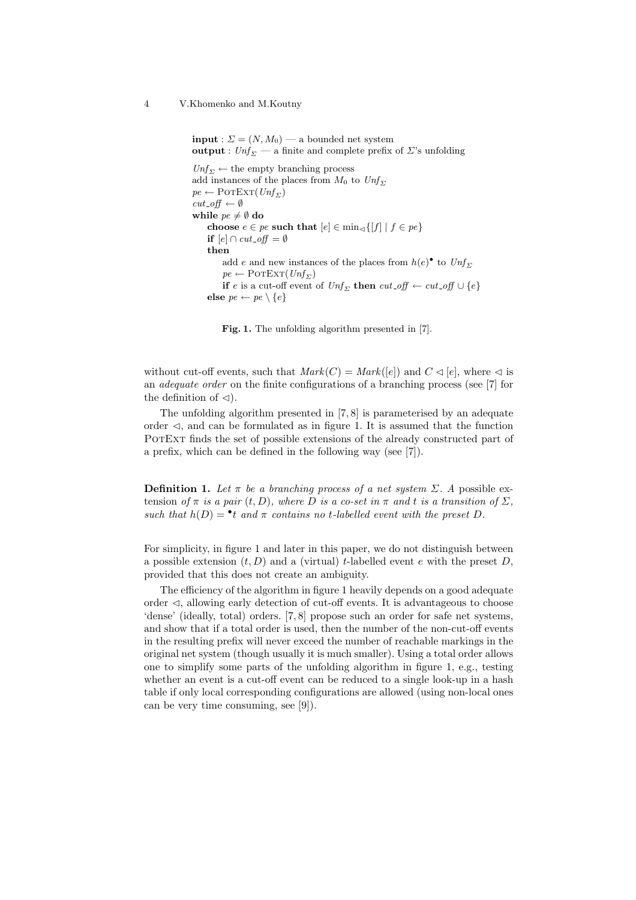```
input : Σ = (N, M_0) — a bounded net system
output : Unf_Σ — a finite and complete prefix of Σ's unfolding

Unf_Σ ← the empty branching process
add instances of the places from M_0 to Unf_Σ
pe ← PotExt(Unf_Σ)
cut_off ← ∅
while pe ≠ ∅ do
    choose e ∈ pe such that [e] ∈ min_◁{[f] | f ∈ pe}
    if [e] ∩ cut_off = ∅
    then
        add e and new instances of the places from h(e)• to Unf_Σ
        pe ← PotExt(Unf_Σ)
        if e is a cut-off event of Unf_Σ then cut_off ← cut_off ∪ {e}
    else pe ← pe \ {e}
```

**Fig. 1.** The unfolding algorithm presented in [7].

without cut-off events, such that $Mark(C) = Mark([e])$ and $C \lhd [e]$, where $\lhd$ is an *adequate order* on the finite configurations of a branching process (see [7] for the definition of $\lhd$).

The unfolding algorithm presented in [7, 8] is parameterised by an adequate order $\lhd$, and can be formulated as in figure 1. It is assumed that the function PotExt finds the set of possible extensions of the already constructed part of a prefix, which can be defined in the following way (see [7]).

**Definition 1.** *Let $\pi$ be a branching process of a net system $\Sigma$. A* possible extension *of $\pi$ is a pair $(t, D)$, where $D$ is a co-set in $\pi$ and $t$ is a transition of $\Sigma$, such that $h(D) = {}^\bullet t$ and $\pi$ contains no $t$-labelled event with the preset $D$.*

For simplicity, in figure 1 and later in this paper, we do not distinguish between a possible extension $(t, D)$ and a (virtual) $t$-labelled event $e$ with the preset $D$, provided that this does not create an ambiguity.

The efficiency of the algorithm in figure 1 heavily depends on a good adequate order $\lhd$, allowing early detection of cut-off events. It is advantageous to choose 'dense' (ideally, total) orders. [7, 8] propose such an order for safe net systems, and show that if a total order is used, then the number of the non-cut-off events in the resulting prefix will never exceed the number of reachable markings in the original net system (though usually it is much smaller). Using a total order allows one to simplify some parts of the unfolding algorithm in figure 1, e.g., testing whether an event is a cut-off event can be reduced to a single look-up in a hash table if only local corresponding configurations are allowed (using non-local ones can be very time consuming, see [9]).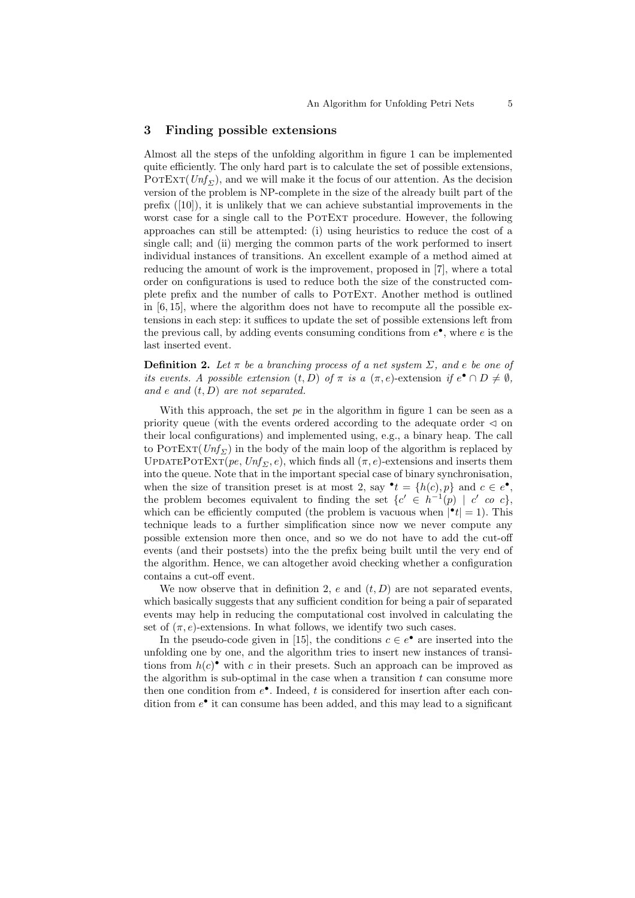## 3 Finding possible extensions

Almost all the steps of the unfolding algorithm in figure 1 can be implemented quite efficiently. The only hard part is to calculate the set of possible extensions, PotExt($Unf_\Sigma$), and we will make it the focus of our attention. As the decision version of the problem is NP-complete in the size of the already built part of the prefix ([10]), it is unlikely that we can achieve substantial improvements in the worst case for a single call to the PotExt procedure. However, the following approaches can still be attempted: (i) using heuristics to reduce the cost of a single call; and (ii) merging the common parts of the work performed to insert individual instances of transitions. An excellent example of a method aimed at reducing the amount of work is the improvement, proposed in [7], where a total order on configurations is used to reduce both the size of the constructed complete prefix and the number of calls to PotExt. Another method is outlined in [6, 15], where the algorithm does not have to recompute all the possible extensions in each step: it suffices to update the set of possible extensions left from the previous call, by adding events consuming conditions from $e^\bullet$, where $e$ is the last inserted event.

**Definition 2.** *Let $\pi$ be a branching process of a net system $\Sigma$, and $e$ be one of its events. A possible extension $(t, D)$ of $\pi$ is a $(\pi, e)$-*extension *if $e^\bullet \cap D \neq \emptyset$, and $e$ and $(t, D)$ are not separated.*

With this approach, the set *pe* in the algorithm in figure 1 can be seen as a priority queue (with the events ordered according to the adequate order $\lhd$ on their local configurations) and implemented using, e.g., a binary heap. The call to PotExt($Unf_\Sigma$) in the body of the main loop of the algorithm is replaced by UpdatePotExt($pe$, $Unf_\Sigma$, $e$), which finds all $(\pi, e)$-extensions and inserts them into the queue. Note that in the important special case of binary synchronisation, when the size of transition preset is at most 2, say ${}^\bullet t = \{h(c), p\}$ and $c \in e^\bullet$, the problem becomes equivalent to finding the set $\{c' \in h^{-1}(p) \mid c' \ co \ c\}$, which can be efficiently computed (the problem is vacuous when $|{}^\bullet t| = 1$). This technique leads to a further simplification since now we never compute any possible extension more then once, and so we do not have to add the cut-off events (and their postsets) into the the prefix being built until the very end of the algorithm. Hence, we can altogether avoid checking whether a configuration contains a cut-off event.

We now observe that in definition 2, $e$ and $(t, D)$ are not separated events, which basically suggests that any sufficient condition for being a pair of separated events may help in reducing the computational cost involved in calculating the set of $(\pi, e)$-extensions. In what follows, we identify two such cases.

In the pseudo-code given in [15], the conditions $c \in e^\bullet$ are inserted into the unfolding one by one, and the algorithm tries to insert new instances of transitions from $h(c)^\bullet$ with $c$ in their presets. Such an approach can be improved as the algorithm is sub-optimal in the case when a transition $t$ can consume more then one condition from $e^\bullet$. Indeed, $t$ is considered for insertion after each condition from $e^\bullet$ it can consume has been added, and this may lead to a significant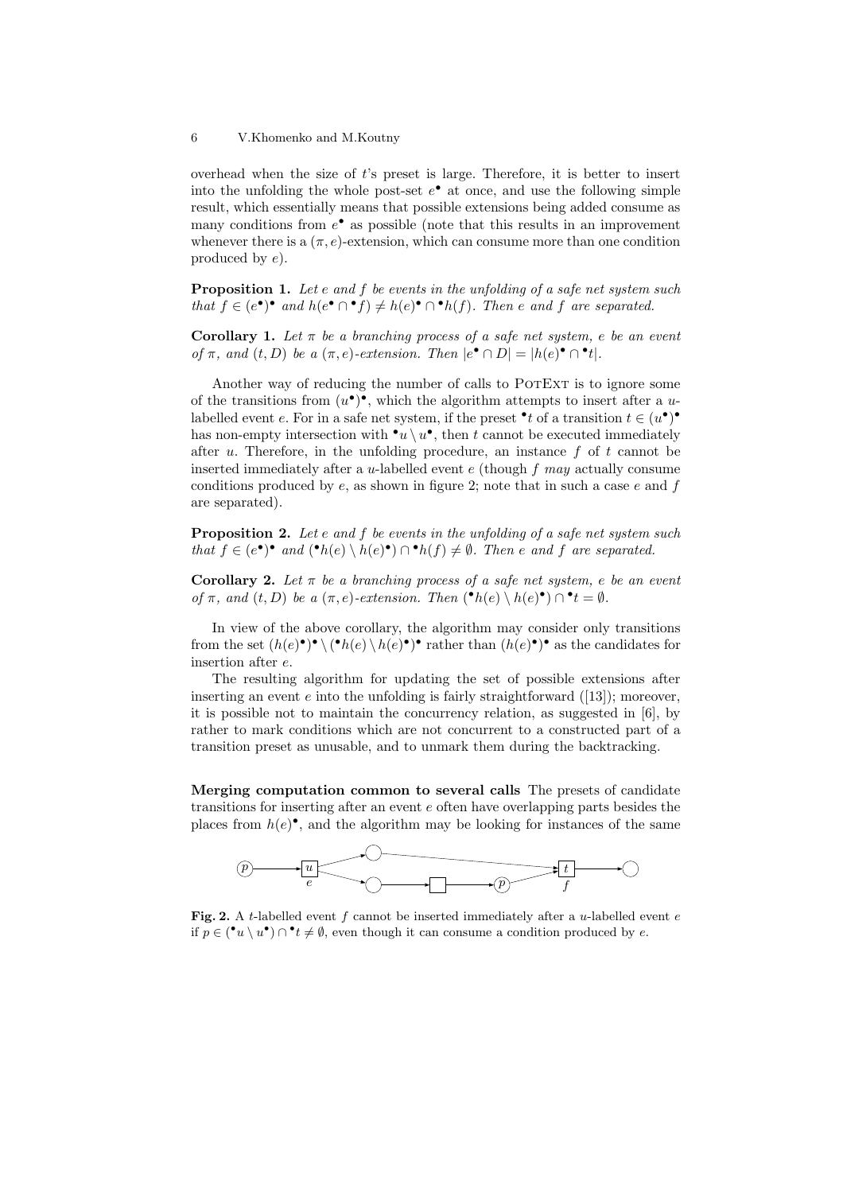overhead when the size of $t$'s preset is large. Therefore, it is better to insert into the unfolding the whole post-set $e^\bullet$ at once, and use the following simple result, which essentially means that possible extensions being added consume as many conditions from $e^\bullet$ as possible (note that this results in an improvement whenever there is a $(\pi, e)$-extension, which can consume more than one condition produced by $e$).

**Proposition 1.** *Let $e$ and $f$ be events in the unfolding of a safe net system such that $f \in (e^\bullet)^\bullet$ and $h(e^\bullet \cap {}^\bullet f) \neq h(e)^\bullet \cap {}^\bullet h(f)$. Then $e$ and $f$ are separated.*

**Corollary 1.** *Let $\pi$ be a branching process of a safe net system, $e$ be an event of $\pi$, and $(t, D)$ be a $(\pi, e)$-extension. Then $|e^\bullet \cap D| = |h(e)^\bullet \cap {}^\bullet t|$.*

Another way of reducing the number of calls to PotExt is to ignore some of the transitions from $(u^\bullet)^\bullet$, which the algorithm attempts to insert after a $u$-labelled event $e$. For in a safe net system, if the preset ${}^\bullet t$ of a transition $t \in (u^\bullet)^\bullet$ has non-empty intersection with ${}^\bullet u \setminus u^\bullet$, then $t$ cannot be executed immediately after $u$. Therefore, in the unfolding procedure, an instance $f$ of $t$ cannot be inserted immediately after a $u$-labelled event $e$ (though $f$ *may* actually consume conditions produced by $e$, as shown in figure 2; note that in such a case $e$ and $f$ are separated).

**Proposition 2.** *Let $e$ and $f$ be events in the unfolding of a safe net system such that $f \in (e^\bullet)^\bullet$ and $({}^\bullet h(e) \setminus h(e)^\bullet) \cap {}^\bullet h(f) \neq \emptyset$. Then $e$ and $f$ are separated.*

**Corollary 2.** *Let $\pi$ be a branching process of a safe net system, $e$ be an event of $\pi$, and $(t, D)$ be a $(\pi, e)$-extension. Then $({}^\bullet h(e) \setminus h(e)^\bullet) \cap {}^\bullet t = \emptyset$.*

In view of the above corollary, the algorithm may consider only transitions from the set $(h(e)^\bullet)^\bullet \setminus ({}^\bullet h(e) \setminus h(e)^\bullet)^\bullet$ rather than $(h(e)^\bullet)^\bullet$ as the candidates for insertion after $e$.

The resulting algorithm for updating the set of possible extensions after inserting an event $e$ into the unfolding is fairly straightforward ([13]); moreover, it is possible not to maintain the concurrency relation, as suggested in [6], by rather to mark conditions which are not concurrent to a constructed part of a transition preset as unusable, and to unmark them during the backtracking.

**Merging computation common to several calls** The presets of candidate transitions for inserting after an event $e$ often have overlapping parts besides the places from $h(e)^\bullet$, and the algorithm may be looking for instances of the same

**Fig. 2.** A $t$-labelled event $f$ cannot be inserted immediately after a $u$-labelled event $e$ if $p \in ({}^\bullet u \setminus u^\bullet) \cap {}^\bullet t \neq \emptyset$, even though it can consume a condition produced by $e$.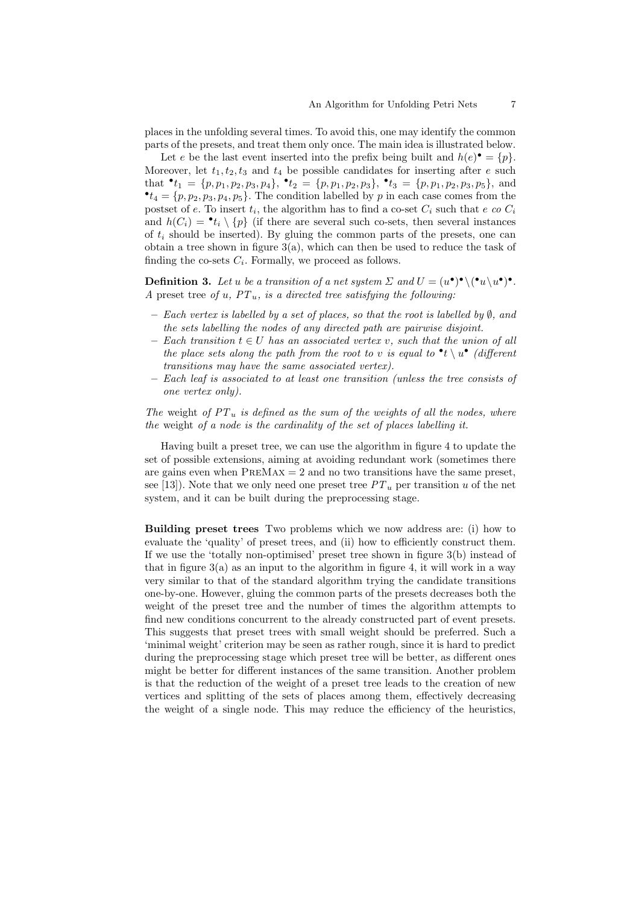places in the unfolding several times. To avoid this, one may identify the common parts of the presets, and treat them only once. The main idea is illustrated below.

Let $e$ be the last event inserted into the prefix being built and $h(e)^\bullet = \{p\}$. Moreover, let $t_1, t_2, t_3$ and $t_4$ be possible candidates for inserting after $e$ such that ${}^\bullet t_1 = \{p, p_1, p_2, p_3, p_4\}$, ${}^\bullet t_2 = \{p, p_1, p_2, p_3\}$, ${}^\bullet t_3 = \{p, p_1, p_2, p_3, p_5\}$, and ${}^\bullet t_4 = \{p, p_2, p_3, p_4, p_5\}$. The condition labelled by $p$ in each case comes from the postset of $e$. To insert $t_i$, the algorithm has to find a co-set $C_i$ such that $e$ *co* $C_i$ and $h(C_i) = {}^\bullet t_i \setminus \{p\}$ (if there are several such co-sets, then several instances of $t_i$ should be inserted). By gluing the common parts of the presets, one can obtain a tree shown in figure 3(a), which can then be used to reduce the task of finding the co-sets $C_i$. Formally, we proceed as follows.

**Definition 3.** *Let $u$ be a transition of a net system $\Sigma$ and $U = (u^\bullet)^\bullet \setminus ({}^\bullet u \setminus u^\bullet)^\bullet$. A* preset tree *of $u$, $PT_u$, is a directed tree satisfying the following:*

- *Each vertex is labelled by a set of places, so that the root is labelled by $\emptyset$, and the sets labelling the nodes of any directed path are pairwise disjoint.*
- *Each transition $t \in U$ has an associated vertex $v$, such that the union of all the place sets along the path from the root to $v$ is equal to ${}^\bullet t \setminus u^\bullet$ (different transitions may have the same associated vertex).*
- *Each leaf is associated to at least one transition (unless the tree consists of one vertex only).*

*The* weight *of $PT_u$ is defined as the sum of the weights of all the nodes, where the* weight *of a node is the cardinality of the set of places labelling it.*

Having built a preset tree, we can use the algorithm in figure 4 to update the set of possible extensions, aiming at avoiding redundant work (sometimes there are gains even when PreMax $= 2$ and no two transitions have the same preset, see [13]). Note that we only need one preset tree $PT_u$ per transition $u$ of the net system, and it can be built during the preprocessing stage.

**Building preset trees** Two problems which we now address are: (i) how to evaluate the 'quality' of preset trees, and (ii) how to efficiently construct them. If we use the 'totally non-optimised' preset tree shown in figure 3(b) instead of that in figure 3(a) as an input to the algorithm in figure 4, it will work in a way very similar to that of the standard algorithm trying the candidate transitions one-by-one. However, gluing the common parts of the presets decreases both the weight of the preset tree and the number of times the algorithm attempts to find new conditions concurrent to the already constructed part of event presets. This suggests that preset trees with small weight should be preferred. Such a 'minimal weight' criterion may be seen as rather rough, since it is hard to predict during the preprocessing stage which preset tree will be better, as different ones might be better for different instances of the same transition. Another problem is that the reduction of the weight of a preset tree leads to the creation of new vertices and splitting of the sets of places among them, effectively decreasing the weight of a single node. This may reduce the efficiency of the heuristics,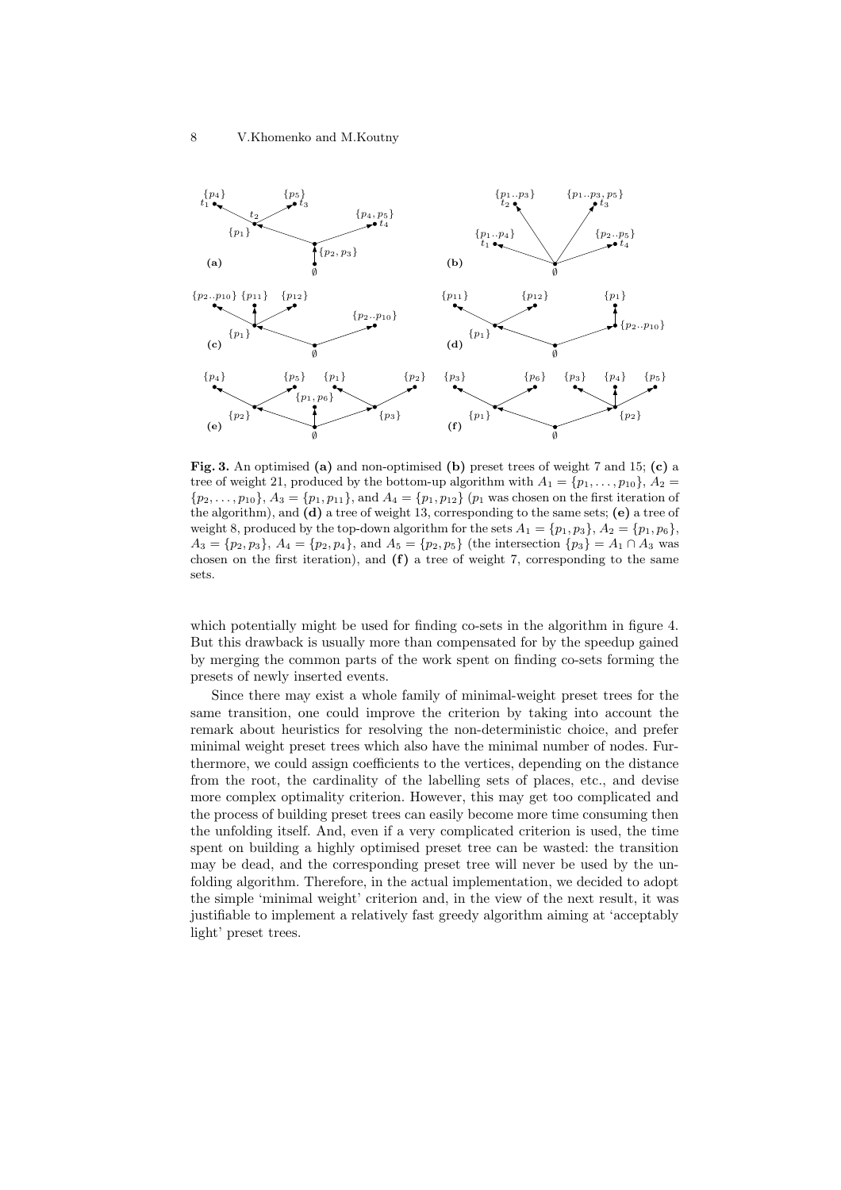**Fig. 3.** An optimised **(a)** and non-optimised **(b)** preset trees of weight 7 and 15; **(c)** a tree of weight 21, produced by the bottom-up algorithm with $A_1 = \{p_1, \ldots, p_{10}\}$, $A_2 = \{p_2, \ldots, p_{10}\}$, $A_3 = \{p_1, p_{11}\}$, and $A_4 = \{p_1, p_{12}\}$ ($p_1$ was chosen on the first iteration of the algorithm), and **(d)** a tree of weight 13, corresponding to the same sets; **(e)** a tree of weight 8, produced by the top-down algorithm for the sets $A_1 = \{p_1, p_3\}$, $A_2 = \{p_1, p_6\}$, $A_3 = \{p_2, p_3\}$, $A_4 = \{p_2, p_4\}$, and $A_5 = \{p_2, p_5\}$ (the intersection $\{p_3\} = A_1 \cap A_3$ was chosen on the first iteration), and **(f)** a tree of weight 7, corresponding to the same sets.

which potentially might be used for finding co-sets in the algorithm in figure 4. But this drawback is usually more than compensated for by the speedup gained by merging the common parts of the work spent on finding co-sets forming the presets of newly inserted events.

Since there may exist a whole family of minimal-weight preset trees for the same transition, one could improve the criterion by taking into account the remark about heuristics for resolving the non-deterministic choice, and prefer minimal weight preset trees which also have the minimal number of nodes. Furthermore, we could assign coefficients to the vertices, depending on the distance from the root, the cardinality of the labelling sets of places, etc., and devise more complex optimality criterion. However, this may get too complicated and the process of building preset trees can easily become more time consuming then the unfolding itself. And, even if a very complicated criterion is used, the time spent on building a highly optimised preset tree can be wasted: the transition may be dead, and the corresponding preset tree will never be used by the unfolding algorithm. Therefore, in the actual implementation, we decided to adopt the simple 'minimal weight' criterion and, in the view of the next result, it was justifiable to implement a relatively fast greedy algorithm aiming at 'acceptably light' preset trees.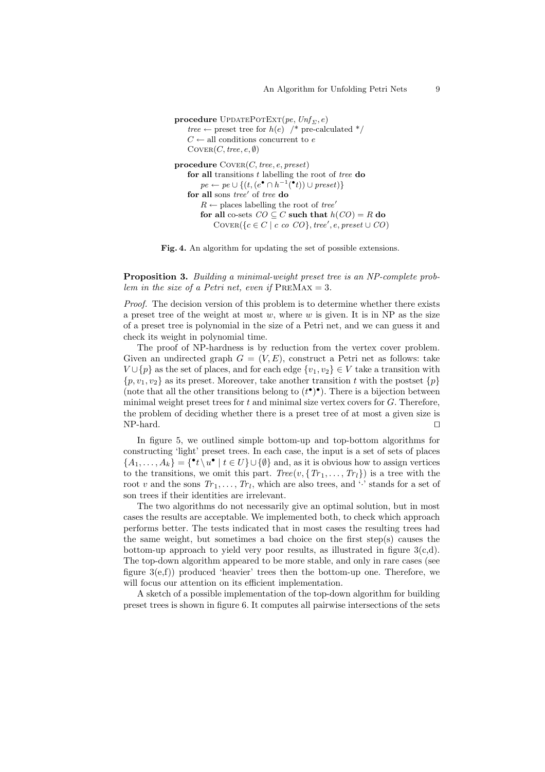```
procedure UpdatePotExt(pe, Unf_Σ, e)
    tree ← preset tree for h(e)  /* pre-calculated */
    C ← all conditions concurrent to e
    Cover(C, tree, e, ∅)

procedure Cover(C, tree, e, preset)
    for all transitions t labelling the root of tree do
        pe ← pe ∪ {(t, (e• ∩ h⁻¹(•t)) ∪ preset)}
    for all sons tree′ of tree do
        R ← places labelling the root of tree′
        for all co-sets CO ⊆ C such that h(CO) = R do
            Cover({c ∈ C | c co CO}, tree′, e, preset ∪ CO)
```

**Fig. 4.** An algorithm for updating the set of possible extensions.

**Proposition 3.** *Building a minimal-weight preset tree is an NP-complete problem in the size of a Petri net, even if* PreMax = 3*.*

*Proof.* The decision version of this problem is to determine whether there exists a preset tree of the weight at most $w$, where $w$ is given. It is in NP as the size of a preset tree is polynomial in the size of a Petri net, and we can guess it and check its weight in polynomial time.

The proof of NP-hardness is by reduction from the vertex cover problem. Given an undirected graph $G = (V, E)$, construct a Petri net as follows: take $V \cup \{p\}$ as the set of places, and for each edge $\{v_1, v_2\} \in V$ take a transition with $\{p, v_1, v_2\}$ as its preset. Moreover, take another transition $t$ with the postset $\{p\}$ (note that all the other transitions belong to $(t^\bullet)^\bullet$). There is a bijection between minimal weight preset trees for $t$ and minimal size vertex covers for $G$. Therefore, the problem of deciding whether there is a preset tree of at most a given size is NP-hard. ⊓⊔

In figure 5, we outlined simple bottom-up and top-bottom algorithms for constructing 'light' preset trees. In each case, the input is a set of sets of places $\{A_1, \ldots, A_k\} = \{{}^\bullet t \setminus u^\bullet \mid t \in U\} \cup \{\emptyset\}$ and, as it is obvious how to assign vertices to the transitions, we omit this part. $Tree(v, \{Tr_1, \ldots, Tr_l\})$ is a tree with the root $v$ and the sons $Tr_1, \ldots, Tr_l$, which are also trees, and '$\cdot$' stands for a set of son trees if their identities are irrelevant.

The two algorithms do not necessarily give an optimal solution, but in most cases the results are acceptable. We implemented both, to check which approach performs better. The tests indicated that in most cases the resulting trees had the same weight, but sometimes a bad choice on the first step(s) causes the bottom-up approach to yield very poor results, as illustrated in figure 3(c,d). The top-down algorithm appeared to be more stable, and only in rare cases (see figure 3(e,f)) produced 'heavier' trees then the bottom-up one. Therefore, we will focus our attention on its efficient implementation.

A sketch of a possible implementation of the top-down algorithm for building preset trees is shown in figure 6. It computes all pairwise intersections of the sets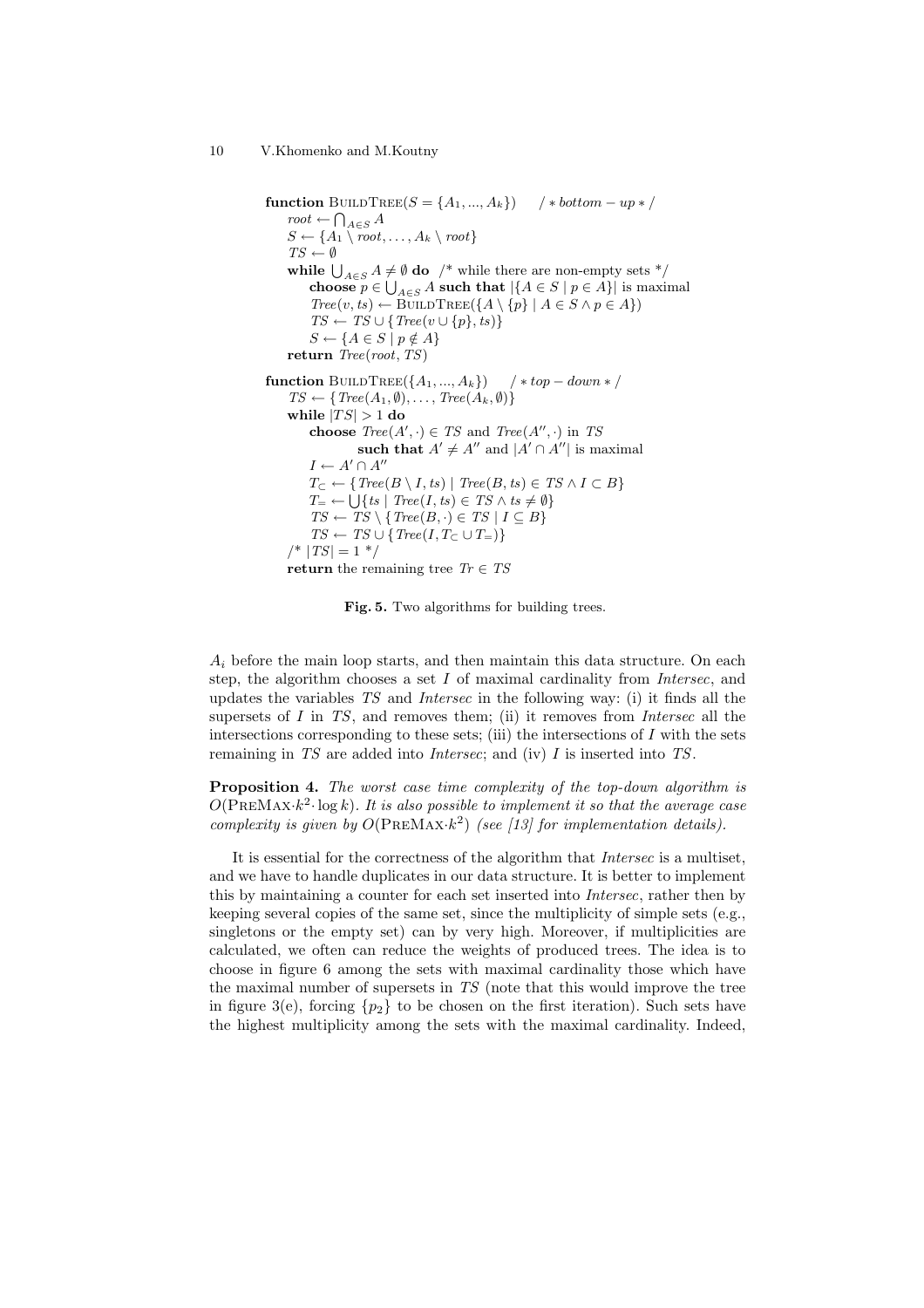```
function BuildTree(S = {A_1, ..., A_k})    /* bottom − up */
    root ← ⋂_{A∈S} A
    S ← {A_1 \ root, ..., A_k \ root}
    TS ← ∅
    while ⋃_{A∈S} A ≠ ∅ do  /* while there are non-empty sets */
        choose p ∈ ⋃_{A∈S} A such that |{A ∈ S | p ∈ A}| is maximal
        Tree(v, ts) ← BuildTree({A \ {p} | A ∈ S ∧ p ∈ A})
        TS ← TS ∪ {Tree(v ∪ {p}, ts)}
        S ← {A ∈ S | p ∉ A}
    return Tree(root, TS)

function BuildTree({A_1, ..., A_k})    /* top − down */
    TS ← {Tree(A_1, ∅), ..., Tree(A_k, ∅)}
    while |TS| > 1 do
        choose Tree(A′, ·) ∈ TS and Tree(A″, ·) in TS
                such that A′ ≠ A″ and |A′ ∩ A″| is maximal
        I ← A′ ∩ A″
        T_⊂ ← {Tree(B \ I, ts) | Tree(B, ts) ∈ TS ∧ I ⊂ B}
        T_= ← ⋃{ts | Tree(I, ts) ∈ TS ∧ ts ≠ ∅}
        TS ← TS \ {Tree(B, ·) ∈ TS | I ⊆ B}
        TS ← TS ∪ {Tree(I, T_⊂ ∪ T_=)}
    /* |TS| = 1 */
    return the remaining tree Tr ∈ TS
```

**Fig. 5.** Two algorithms for building trees.

$A_i$ before the main loop starts, and then maintain this data structure. On each step, the algorithm chooses a set $I$ of maximal cardinality from *Intersec*, and updates the variables $TS$ and *Intersec* in the following way: (i) it finds all the supersets of $I$ in $TS$, and removes them; (ii) it removes from *Intersec* all the intersections corresponding to these sets; (iii) the intersections of $I$ with the sets remaining in $TS$ are added into *Intersec*; and (iv) $I$ is inserted into $TS$.

**Proposition 4.** *The worst case time complexity of the top-down algorithm is* $O(\text{PreMax}\cdot k^2 \cdot \log k)$. *It is also possible to implement it so that the average case complexity is given by* $O(\text{PreMax}\cdot k^2)$ *(see [13] for implementation details).*

It is essential for the correctness of the algorithm that *Intersec* is a multiset, and we have to handle duplicates in our data structure. It is better to implement this by maintaining a counter for each set inserted into *Intersec*, rather then by keeping several copies of the same set, since the multiplicity of simple sets (e.g., singletons or the empty set) can by very high. Moreover, if multiplicities are calculated, we often can reduce the weights of produced trees. The idea is to choose in figure 6 among the sets with maximal cardinality those which have the maximal number of supersets in $TS$ (note that this would improve the tree in figure 3(e), forcing $\{p_2\}$ to be chosen on the first iteration). Such sets have the highest multiplicity among the sets with the maximal cardinality. Indeed,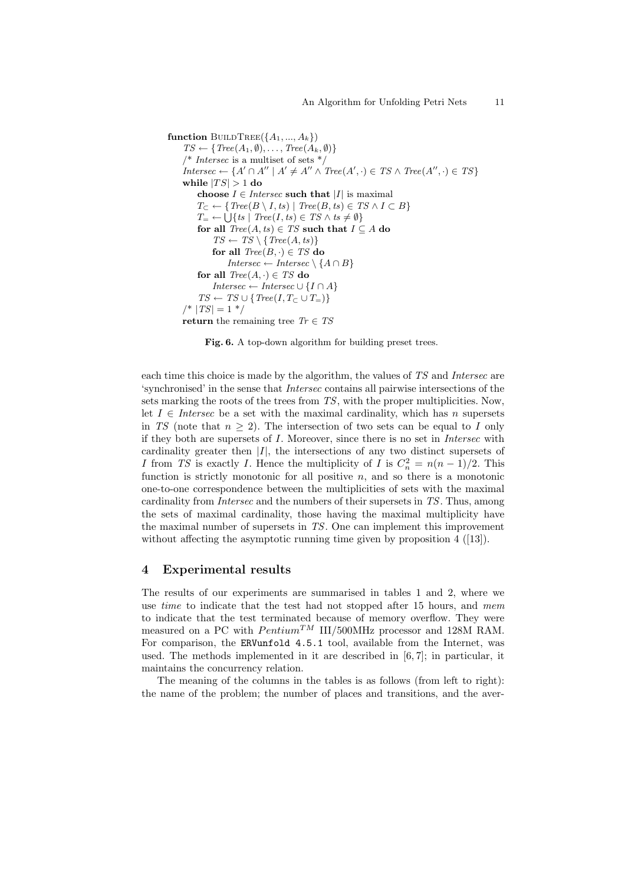```
function BuildTree({A_1, ..., A_k})
    TS ← {Tree(A_1, ∅), ..., Tree(A_k, ∅)}
    /* Intersec is a multiset of sets */
    Intersec ← {A′ ∩ A″ | A′ ≠ A″ ∧ Tree(A′, ·) ∈ TS ∧ Tree(A″, ·) ∈ TS}
    while |TS| > 1 do
        choose I ∈ Intersec such that |I| is maximal
        T_⊂ ← {Tree(B \ I, ts) | Tree(B, ts) ∈ TS ∧ I ⊂ B}
        T_= ← ⋃{ts | Tree(I, ts) ∈ TS ∧ ts ≠ ∅}
        for all Tree(A, ts) ∈ TS such that I ⊆ A do
            TS ← TS \ {Tree(A, ts)}
            for all Tree(B, ·) ∈ TS do
                Intersec ← Intersec \ {A ∩ B}
        for all Tree(A, ·) ∈ TS do
            Intersec ← Intersec ∪ {I ∩ A}
        TS ← TS ∪ {Tree(I, T_⊂ ∪ T_=)}
    /* |TS| = 1 */
    return the remaining tree Tr ∈ TS
```

**Fig. 6.** A top-down algorithm for building preset trees.

each time this choice is made by the algorithm, the values of *TS* and *Intersec* are 'synchronised' in the sense that *Intersec* contains all pairwise intersections of the sets marking the roots of the trees from *TS*, with the proper multiplicities. Now, let $I \in \mathit{Intersec}$ be a set with the maximal cardinality, which has $n$ supersets in *TS* (note that $n \geq 2$). The intersection of two sets can be equal to $I$ only if they both are supersets of $I$. Moreover, since there is no set in *Intersec* with cardinality greater then $|I|$, the intersections of any two distinct supersets of $I$ from *TS* is exactly $I$. Hence the multiplicity of $I$ is $C_n^2 = n(n-1)/2$. This function is strictly monotonic for all positive $n$, and so there is a monotonic one-to-one correspondence between the multiplicities of sets with the maximal cardinality from *Intersec* and the numbers of their supersets in *TS*. Thus, among the sets of maximal cardinality, those having the maximal multiplicity have the maximal number of supersets in *TS*. One can implement this improvement without affecting the asymptotic running time given by proposition 4 ([13]).

## 4 Experimental results

The results of our experiments are summarised in tables 1 and 2, where we use *time* to indicate that the test had not stopped after 15 hours, and *mem* to indicate that the test terminated because of memory overflow. They were measured on a PC with $Pentium^{TM}$ III/500MHz processor and 128M RAM. For comparison, the `ERVunfold 4.5.1` tool, available from the Internet, was used. The methods implemented in it are described in [6, 7]; in particular, it maintains the concurrency relation.

The meaning of the columns in the tables is as follows (from left to right): the name of the problem; the number of places and transitions, and the aver-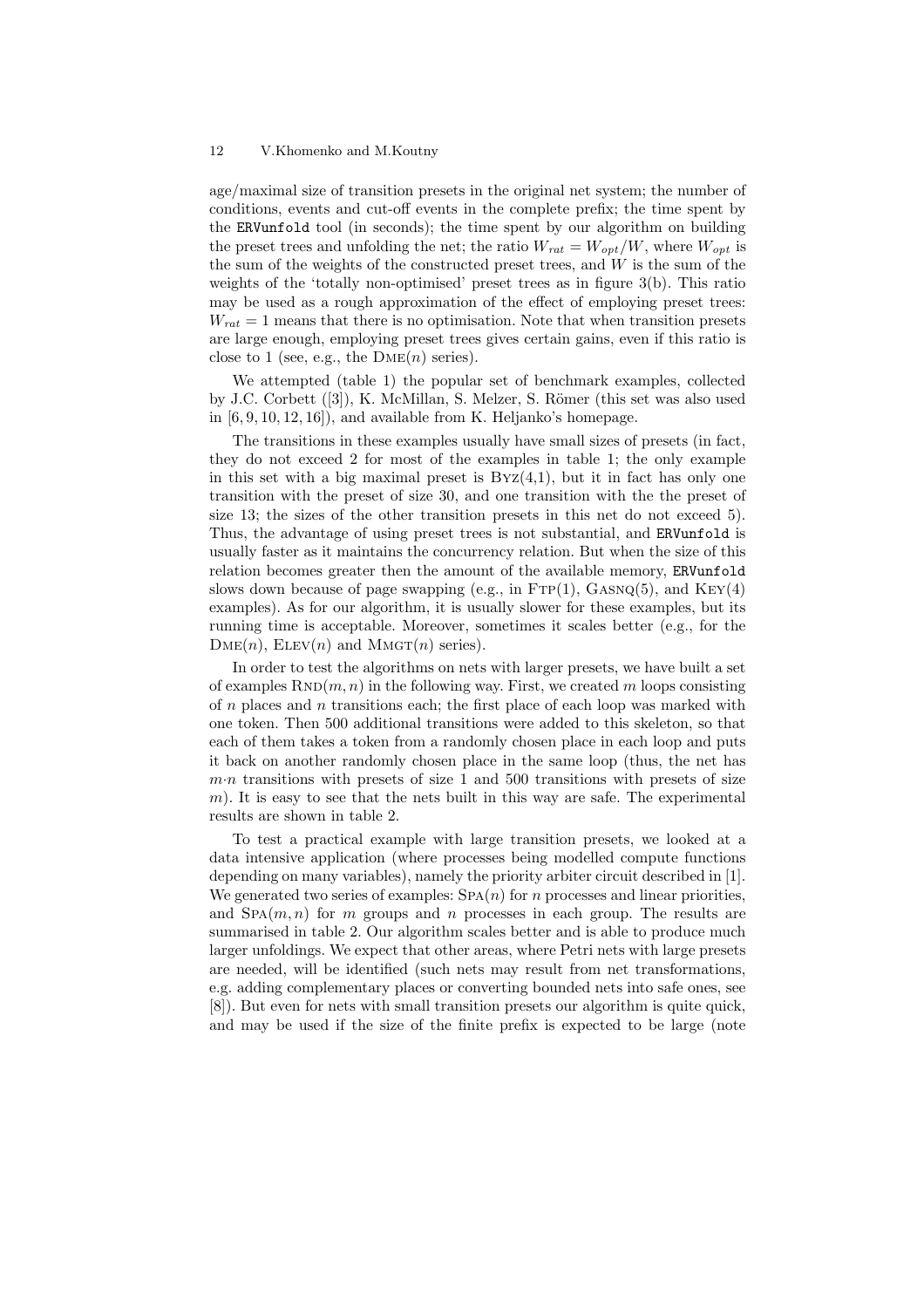age/maximal size of transition presets in the original net system; the number of conditions, events and cut-off events in the complete prefix; the time spent by the `ERVunfold` tool (in seconds); the time spent by our algorithm on building the preset trees and unfolding the net; the ratio $W_{rat} = W_{opt}/W$, where $W_{opt}$ is the sum of the weights of the constructed preset trees, and $W$ is the sum of the weights of the 'totally non-optimised' preset trees as in figure 3(b). This ratio may be used as a rough approximation of the effect of employing preset trees: $W_{rat} = 1$ means that there is no optimisation. Note that when transition presets are large enough, employing preset trees gives certain gains, even if this ratio is close to 1 (see, e.g., the DME($n$) series).

We attempted (table 1) the popular set of benchmark examples, collected by J.C. Corbett ([3]), K. McMillan, S. Melzer, S. Römer (this set was also used in [6, 9, 10, 12, 16]), and available from K. Heljanko's homepage.

The transitions in these examples usually have small sizes of presets (in fact, they do not exceed 2 for most of the examples in table 1; the only example in this set with a big maximal preset is BYZ(4,1), but it in fact has only one transition with the preset of size 30, and one transition with the the preset of size 13; the sizes of the other transition presets in this net do not exceed 5). Thus, the advantage of using preset trees is not substantial, and `ERVunfold` is usually faster as it maintains the concurrency relation. But when the size of this relation becomes greater then the amount of the available memory, `ERVunfold` slows down because of page swapping (e.g., in FTP(1), GASNQ(5), and KEY(4) examples). As for our algorithm, it is usually slower for these examples, but its running time is acceptable. Moreover, sometimes it scales better (e.g., for the DME($n$), ELEV($n$) and MMGT($n$) series).

In order to test the algorithms on nets with larger presets, we have built a set of examples RND($m, n$) in the following way. First, we created $m$ loops consisting of $n$ places and $n$ transitions each; the first place of each loop was marked with one token. Then 500 additional transitions were added to this skeleton, so that each of them takes a token from a randomly chosen place in each loop and puts it back on another randomly chosen place in the same loop (thus, the net has $m{\cdot}n$ transitions with presets of size 1 and 500 transitions with presets of size $m$). It is easy to see that the nets built in this way are safe. The experimental results are shown in table 2.

To test a practical example with large transition presets, we looked at a data intensive application (where processes being modelled compute functions depending on many variables), namely the priority arbiter circuit described in [1]. We generated two series of examples: SPA($n$) for $n$ processes and linear priorities, and SPA($m, n$) for $m$ groups and $n$ processes in each group. The results are summarised in table 2. Our algorithm scales better and is able to produce much larger unfoldings. We expect that other areas, where Petri nets with large presets are needed, will be identified (such nets may result from net transformations, e.g. adding complementary places or converting bounded nets into safe ones, see [8]). But even for nets with small transition presets our algorithm is quite quick, and may be used if the size of the finite prefix is expected to be large (note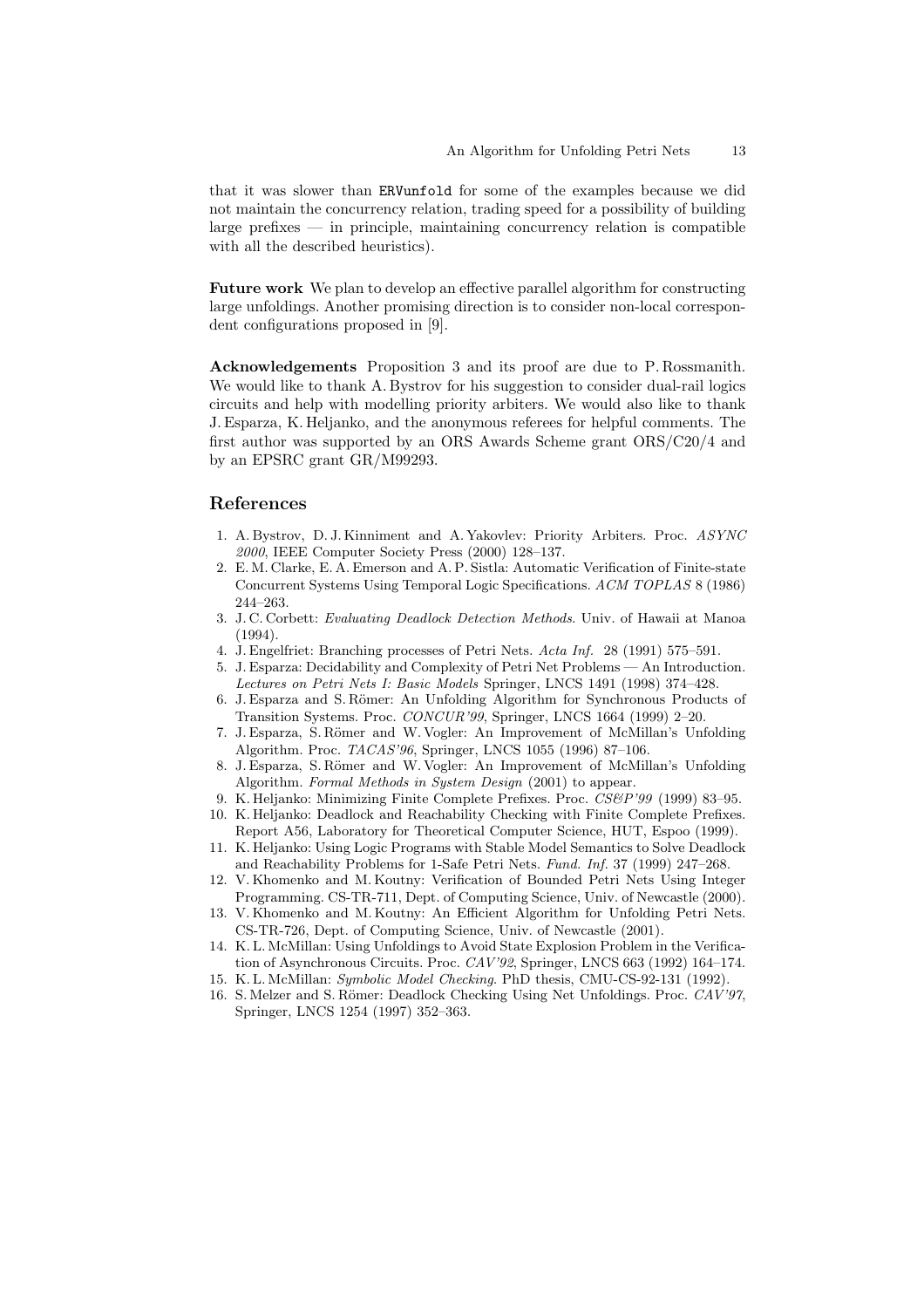that it was slower than `ERVunfold` for some of the examples because we did not maintain the concurrency relation, trading speed for a possibility of building large prefixes — in principle, maintaining concurrency relation is compatible with all the described heuristics).

**Future work** We plan to develop an effective parallel algorithm for constructing large unfoldings. Another promising direction is to consider non-local correspondent configurations proposed in [9].

**Acknowledgements** Proposition 3 and its proof are due to P. Rossmanith. We would like to thank A. Bystrov for his suggestion to consider dual-rail logics circuits and help with modelling priority arbiters. We would also like to thank J. Esparza, K. Heljanko, and the anonymous referees for helpful comments. The first author was supported by an ORS Awards Scheme grant ORS/C20/4 and by an EPSRC grant GR/M99293.

## References

1. A. Bystrov, D. J. Kinniment and A. Yakovlev: Priority Arbiters. Proc. *ASYNC 2000*, IEEE Computer Society Press (2000) 128–137.
2. E. M. Clarke, E. A. Emerson and A. P. Sistla: Automatic Verification of Finite-state Concurrent Systems Using Temporal Logic Specifications. *ACM TOPLAS* 8 (1986) 244–263.
3. J. C. Corbett: *Evaluating Deadlock Detection Methods*. Univ. of Hawaii at Manoa (1994).
4. J. Engelfriet: Branching processes of Petri Nets. *Acta Inf.* 28 (1991) 575–591.
5. J. Esparza: Decidability and Complexity of Petri Net Problems — An Introduction. *Lectures on Petri Nets I: Basic Models* Springer, LNCS 1491 (1998) 374–428.
6. J. Esparza and S. Römer: An Unfolding Algorithm for Synchronous Products of Transition Systems. Proc. *CONCUR'99*, Springer, LNCS 1664 (1999) 2–20.
7. J. Esparza, S. Römer and W. Vogler: An Improvement of McMillan's Unfolding Algorithm. Proc. *TACAS'96*, Springer, LNCS 1055 (1996) 87–106.
8. J. Esparza, S. Römer and W. Vogler: An Improvement of McMillan's Unfolding Algorithm. *Formal Methods in System Design* (2001) to appear.
9. K. Heljanko: Minimizing Finite Complete Prefixes. Proc. *CS&P'99* (1999) 83–95.
10. K. Heljanko: Deadlock and Reachability Checking with Finite Complete Prefixes. Report A56, Laboratory for Theoretical Computer Science, HUT, Espoo (1999).
11. K. Heljanko: Using Logic Programs with Stable Model Semantics to Solve Deadlock and Reachability Problems for 1-Safe Petri Nets. *Fund. Inf.* 37 (1999) 247–268.
12. V. Khomenko and M. Koutny: Verification of Bounded Petri Nets Using Integer Programming. CS-TR-711, Dept. of Computing Science, Univ. of Newcastle (2000).
13. V. Khomenko and M. Koutny: An Efficient Algorithm for Unfolding Petri Nets. CS-TR-726, Dept. of Computing Science, Univ. of Newcastle (2001).
14. K. L. McMillan: Using Unfoldings to Avoid State Explosion Problem in the Verification of Asynchronous Circuits. Proc. *CAV'92*, Springer, LNCS 663 (1992) 164–174.
15. K. L. McMillan: *Symbolic Model Checking*. PhD thesis, CMU-CS-92-131 (1992).
16. S. Melzer and S. Römer: Deadlock Checking Using Net Unfoldings. Proc. *CAV'97*, Springer, LNCS 1254 (1997) 352–363.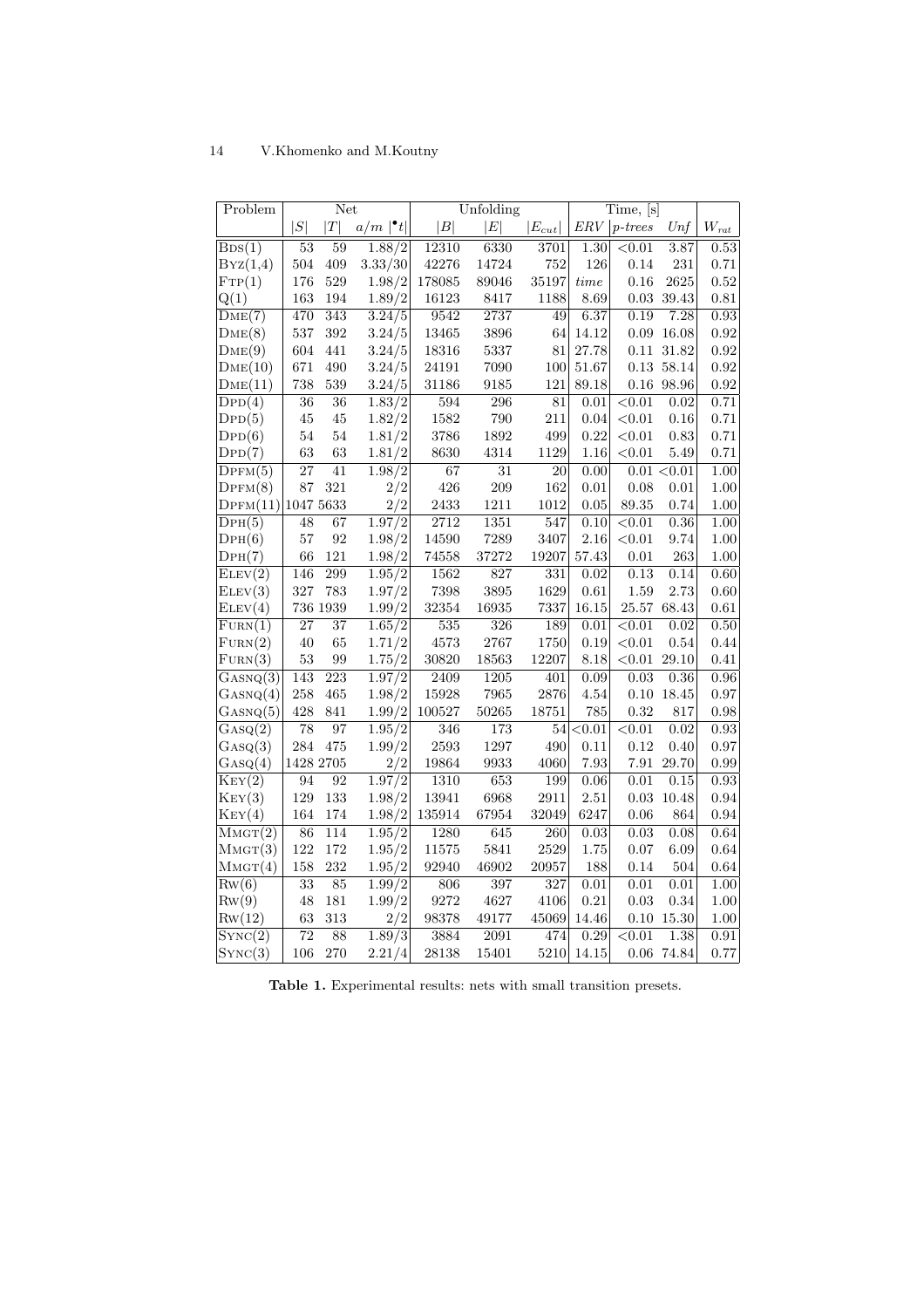| Problem | Net | | | Unfolding | | | Time, [s] | | | |
|---|---|---|---|---|---|---|---|---|---|---|
| | $\|S\|$ | $\|T\|$ | $a/m$ $\|^\bullet t\|$ | $\|B\|$ | $\|E\|$ | $\|E_{cut}\|$ | $ERV$ | $p$-$trees$ | $Unf$ | $W_{rat}$ |
| Bds(1) | 53 | 59 | 1.88/2 | 12310 | 6330 | 3701 | 1.30 | <0.01 | 3.87 | 0.53 |
| Byz(1,4) | 504 | 409 | 3.33/30 | 42276 | 14724 | 752 | 126 | 0.14 | 231 | 0.71 |
| Ftp(1) | 176 | 529 | 1.98/2 | 178085 | 89046 | 35197 | *time* | 0.16 | 2625 | 0.52 |
| Q(1) | 163 | 194 | 1.89/2 | 16123 | 8417 | 1188 | 8.69 | 0.03 | 39.43 | 0.81 |
| Dme(7) | 470 | 343 | 3.24/5 | 9542 | 2737 | 49 | 6.37 | 0.19 | 7.28 | 0.93 |
| Dme(8) | 537 | 392 | 3.24/5 | 13465 | 3896 | 64 | 14.12 | 0.09 | 16.08 | 0.92 |
| Dme(9) | 604 | 441 | 3.24/5 | 18316 | 5337 | 81 | 27.78 | 0.11 | 31.82 | 0.92 |
| Dme(10) | 671 | 490 | 3.24/5 | 24191 | 7090 | 100 | 51.67 | 0.13 | 58.14 | 0.92 |
| Dme(11) | 738 | 539 | 3.24/5 | 31186 | 9185 | 121 | 89.18 | 0.16 | 98.96 | 0.92 |
| Dpd(4) | 36 | 36 | 1.83/2 | 594 | 296 | 81 | 0.01 | <0.01 | 0.02 | 0.71 |
| Dpd(5) | 45 | 45 | 1.82/2 | 1582 | 790 | 211 | 0.04 | <0.01 | 0.16 | 0.71 |
| Dpd(6) | 54 | 54 | 1.81/2 | 3786 | 1892 | 499 | 0.22 | <0.01 | 0.83 | 0.71 |
| Dpd(7) | 63 | 63 | 1.81/2 | 8630 | 4314 | 1129 | 1.16 | <0.01 | 5.49 | 0.71 |
| Dpfm(5) | 27 | 41 | 1.98/2 | 67 | 31 | 20 | 0.00 | 0.01 | <0.01 | 1.00 |
| Dpfm(8) | 87 | 321 | 2/2 | 426 | 209 | 162 | 0.01 | 0.08 | 0.01 | 1.00 |
| Dpfm(11) | 1047 | 5633 | 2/2 | 2433 | 1211 | 1012 | 0.05 | 89.35 | 0.74 | 1.00 |
| Dph(5) | 48 | 67 | 1.97/2 | 2712 | 1351 | 547 | 0.10 | <0.01 | 0.36 | 1.00 |
| Dph(6) | 57 | 92 | 1.98/2 | 14590 | 7289 | 3407 | 2.16 | <0.01 | 9.74 | 1.00 |
| Dph(7) | 66 | 121 | 1.98/2 | 74558 | 37272 | 19207 | 57.43 | 0.01 | 263 | 1.00 |
| Elev(2) | 146 | 299 | 1.95/2 | 1562 | 827 | 331 | 0.02 | 0.13 | 0.14 | 0.60 |
| Elev(3) | 327 | 783 | 1.97/2 | 7398 | 3895 | 1629 | 0.61 | 1.59 | 2.73 | 0.60 |
| Elev(4) | 736 | 1939 | 1.99/2 | 32354 | 16935 | 7337 | 16.15 | 25.57 | 68.43 | 0.61 |
| Furn(1) | 27 | 37 | 1.65/2 | 535 | 326 | 189 | 0.01 | <0.01 | 0.02 | 0.50 |
| Furn(2) | 40 | 65 | 1.71/2 | 4573 | 2767 | 1750 | 0.19 | <0.01 | 0.54 | 0.44 |
| Furn(3) | 53 | 99 | 1.75/2 | 30820 | 18563 | 12207 | 8.18 | <0.01 | 29.10 | 0.41 |
| Gasnq(3) | 143 | 223 | 1.97/2 | 2409 | 1205 | 401 | 0.09 | 0.03 | 0.36 | 0.96 |
| Gasnq(4) | 258 | 465 | 1.98/2 | 15928 | 7965 | 2876 | 4.54 | 0.10 | 18.45 | 0.97 |
| Gasnq(5) | 428 | 841 | 1.99/2 | 100527 | 50265 | 18751 | 785 | 0.32 | 817 | 0.98 |
| Gasq(2) | 78 | 97 | 1.95/2 | 346 | 173 | 54 | <0.01 | <0.01 | 0.02 | 0.93 |
| Gasq(3) | 284 | 475 | 1.99/2 | 2593 | 1297 | 490 | 0.11 | 0.12 | 0.40 | 0.97 |
| Gasq(4) | 1428 | 2705 | 2/2 | 19864 | 9933 | 4060 | 7.93 | 7.91 | 29.70 | 0.99 |
| Key(2) | 94 | 92 | 1.97/2 | 1310 | 653 | 199 | 0.06 | 0.01 | 0.15 | 0.93 |
| Key(3) | 129 | 133 | 1.98/2 | 13941 | 6968 | 2911 | 2.51 | 0.03 | 10.48 | 0.94 |
| Key(4) | 164 | 174 | 1.98/2 | 135914 | 67954 | 32049 | 6247 | 0.06 | 864 | 0.94 |
| Mmgt(2) | 86 | 114 | 1.95/2 | 1280 | 645 | 260 | 0.03 | 0.03 | 0.08 | 0.64 |
| Mmgt(3) | 122 | 172 | 1.95/2 | 11575 | 5841 | 2529 | 1.75 | 0.07 | 6.09 | 0.64 |
| Mmgt(4) | 158 | 232 | 1.95/2 | 92940 | 46902 | 20957 | 188 | 0.14 | 504 | 0.64 |
| Rw(6) | 33 | 85 | 1.99/2 | 806 | 397 | 327 | 0.01 | 0.01 | 0.01 | 1.00 |
| Rw(9) | 48 | 181 | 1.99/2 | 9272 | 4627 | 4106 | 0.21 | 0.03 | 0.34 | 1.00 |
| Rw(12) | 63 | 313 | 2/2 | 98378 | 49177 | 45069 | 14.46 | 0.10 | 15.30 | 1.00 |
| Sync(2) | 72 | 88 | 1.89/3 | 3884 | 2091 | 474 | 0.29 | <0.01 | 1.38 | 0.91 |
| Sync(3) | 106 | 270 | 2.21/4 | 28138 | 15401 | 5210 | 14.15 | 0.06 | 74.84 | 0.77 |

**Table 1.** Experimental results: nets with small transition presets.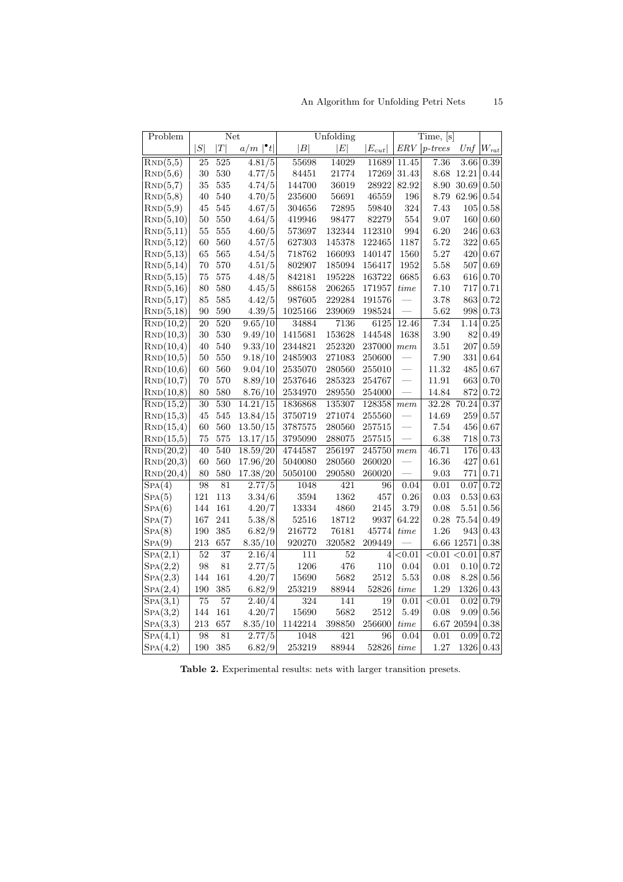| Problem | Net | | | Unfolding | | | Time, [s] | | | |
|---|---|---|---|---|---|---|---|---|---|---|
| | $\|S\|$ | $\|T\|$ | $a/m\ \|^\bullet t\|$ | $\|B\|$ | $\|E\|$ | $\|E_{cut}\|$ | $ERV$ | $p$-$trees$ | $Unf$ | $W_{rat}$ |
| RND(5,5) | 25 | 525 | 4.81/5 | 55698 | 14029 | 11689 | 11.45 | 7.36 | 3.66 | 0.39 |
| RND(5,6) | 30 | 530 | 4.77/5 | 84451 | 21774 | 17269 | 31.43 | 8.68 | 12.21 | 0.44 |
| RND(5,7) | 35 | 535 | 4.74/5 | 144700 | 36019 | 28922 | 82.92 | 8.90 | 30.69 | 0.50 |
| RND(5,8) | 40 | 540 | 4.70/5 | 235600 | 56691 | 46559 | 196 | 8.79 | 62.96 | 0.54 |
| RND(5,9) | 45 | 545 | 4.67/5 | 304656 | 72895 | 59840 | 324 | 7.43 | 105 | 0.58 |
| RND(5,10) | 50 | 550 | 4.64/5 | 419946 | 98477 | 82279 | 554 | 9.07 | 160 | 0.60 |
| RND(5,11) | 55 | 555 | 4.60/5 | 573697 | 132344 | 112310 | 994 | 6.20 | 246 | 0.63 |
| RND(5,12) | 60 | 560 | 4.57/5 | 627303 | 145378 | 122465 | 1187 | 5.72 | 322 | 0.65 |
| RND(5,13) | 65 | 565 | 4.54/5 | 718762 | 166093 | 140147 | 1560 | 5.27 | 420 | 0.67 |
| RND(5,14) | 70 | 570 | 4.51/5 | 802907 | 185094 | 156417 | 1952 | 5.58 | 507 | 0.69 |
| RND(5,15) | 75 | 575 | 4.48/5 | 842181 | 195228 | 163722 | 6685 | 6.63 | 616 | 0.70 |
| RND(5,16) | 80 | 580 | 4.45/5 | 886158 | 206265 | 171957 | *time* | 7.10 | 717 | 0.71 |
| RND(5,17) | 85 | 585 | 4.42/5 | 987605 | 229284 | 191576 | — | 3.78 | 863 | 0.72 |
| RND(5,18) | 90 | 590 | 4.39/5 | 1025166 | 239069 | 198524 | — | 5.62 | 998 | 0.73 |
| RND(10,2) | 20 | 520 | 9.65/10 | 34884 | 7136 | 6125 | 12.46 | 7.34 | 1.14 | 0.25 |
| RND(10,3) | 30 | 530 | 9.49/10 | 1415681 | 153628 | 144548 | 1638 | 3.90 | 82 | 0.49 |
| RND(10,4) | 40 | 540 | 9.33/10 | 2344821 | 252320 | 237000 | *mem* | 3.51 | 207 | 0.59 |
| RND(10,5) | 50 | 550 | 9.18/10 | 2485903 | 271083 | 250600 | — | 7.90 | 331 | 0.64 |
| RND(10,6) | 60 | 560 | 9.04/10 | 2535070 | 280560 | 255010 | — | 11.32 | 485 | 0.67 |
| RND(10,7) | 70 | 570 | 8.89/10 | 2537646 | 285323 | 254767 | — | 11.91 | 663 | 0.70 |
| RND(10,8) | 80 | 580 | 8.76/10 | 2534970 | 289550 | 254000 | — | 14.84 | 872 | 0.72 |
| RND(15,2) | 30 | 530 | 14.21/15 | 1836868 | 135307 | 128358 | *mem* | 32.28 | 70.24 | 0.37 |
| RND(15,3) | 45 | 545 | 13.84/15 | 3750719 | 271074 | 255560 | — | 14.69 | 259 | 0.57 |
| RND(15,4) | 60 | 560 | 13.50/15 | 3787575 | 280560 | 257515 | — | 7.54 | 456 | 0.67 |
| RND(15,5) | 75 | 575 | 13.17/15 | 3795090 | 288075 | 257515 | — | 6.38 | 718 | 0.73 |
| RND(20,2) | 40 | 540 | 18.59/20 | 4744587 | 256197 | 245750 | *mem* | 46.71 | 176 | 0.43 |
| RND(20,3) | 60 | 560 | 17.96/20 | 5040080 | 280560 | 260020 | — | 16.36 | 427 | 0.61 |
| RND(20,4) | 80 | 580 | 17.38/20 | 5050100 | 290580 | 260020 | — | 9.03 | 771 | 0.71 |
| SPA(4) | 98 | 81 | 2.77/5 | 1048 | 421 | 96 | 0.04 | 0.01 | 0.07 | 0.72 |
| SPA(5) | 121 | 113 | 3.34/6 | 3594 | 1362 | 457 | 0.26 | 0.03 | 0.53 | 0.63 |
| SPA(6) | 144 | 161 | 4.20/7 | 13334 | 4860 | 2145 | 3.79 | 0.08 | 5.51 | 0.56 |
| SPA(7) | 167 | 241 | 5.38/8 | 52516 | 18712 | 9937 | 64.22 | 0.28 | 75.54 | 0.49 |
| SPA(8) | 190 | 385 | 6.82/9 | 216772 | 76181 | 45774 | *time* | 1.26 | 943 | 0.43 |
| SPA(9) | 213 | 657 | 8.35/10 | 920270 | 320582 | 209449 | — | 6.66 | 12571 | 0.38 |
| SPA(2,1) | 52 | 37 | 2.16/4 | 111 | 52 | 4 | <0.01 | <0.01 | <0.01 | 0.87 |
| SPA(2,2) | 98 | 81 | 2.77/5 | 1206 | 476 | 110 | 0.04 | 0.01 | 0.10 | 0.72 |
| SPA(2,3) | 144 | 161 | 4.20/7 | 15690 | 5682 | 2512 | 5.53 | 0.08 | 8.28 | 0.56 |
| SPA(2,4) | 190 | 385 | 6.82/9 | 253219 | 88944 | 52826 | *time* | 1.29 | 1326 | 0.43 |
| SPA(3,1) | 75 | 57 | 2.40/4 | 324 | 141 | 19 | 0.01 | <0.01 | 0.02 | 0.79 |
| SPA(3,2) | 144 | 161 | 4.20/7 | 15690 | 5682 | 2512 | 5.49 | 0.08 | 9.09 | 0.56 |
| SPA(3,3) | 213 | 657 | 8.35/10 | 1142214 | 398850 | 256600 | *time* | 6.67 | 20594 | 0.38 |
| SPA(4,1) | 98 | 81 | 2.77/5 | 1048 | 421 | 96 | 0.04 | 0.01 | 0.09 | 0.72 |
| SPA(4,2) | 190 | 385 | 6.82/9 | 253219 | 88944 | 52826 | *time* | 1.27 | 1326 | 0.43 |

**Table 2.** Experimental results: nets with larger transition presets.